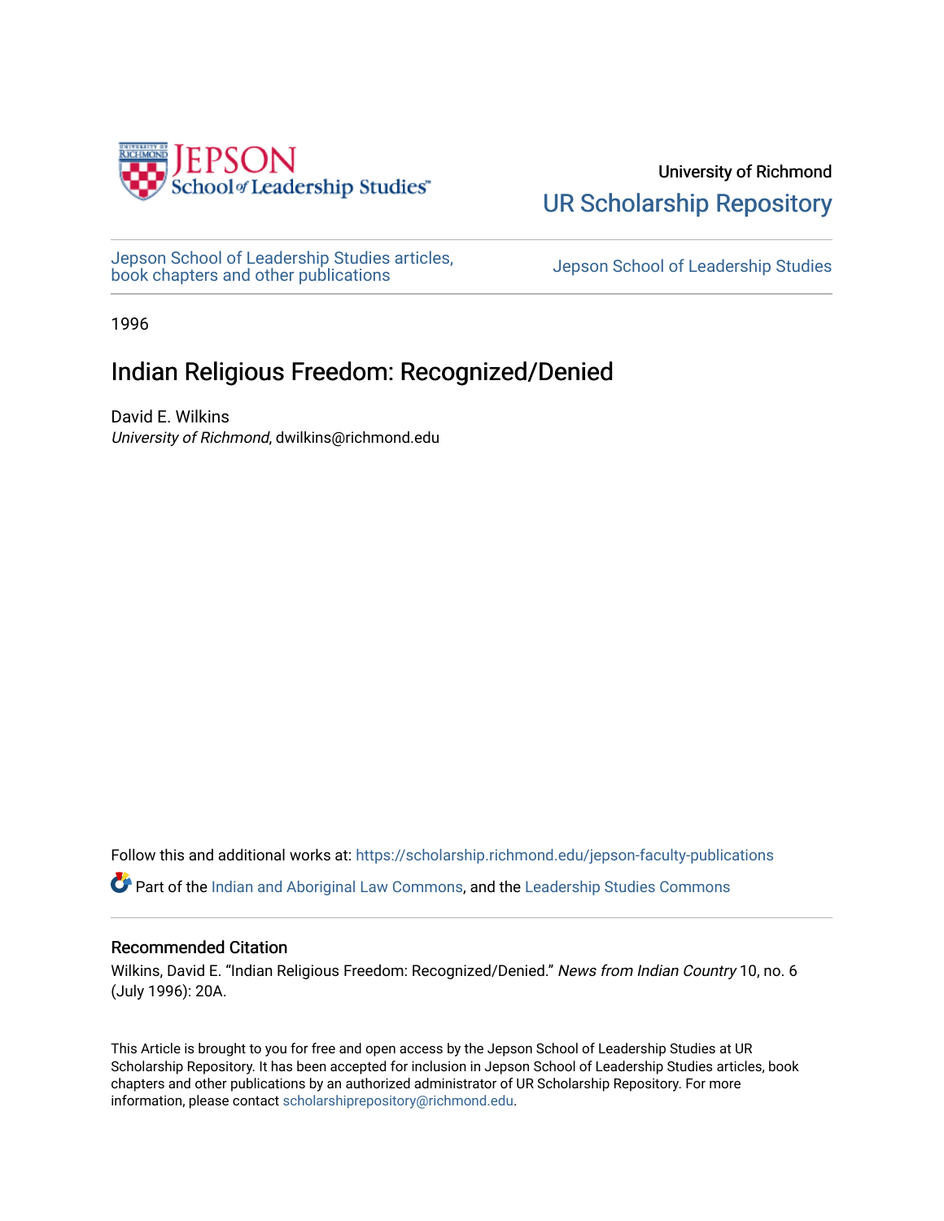University of Richmond

UR Scholarship Repository

Jepson School of Leadership Studies articles, book chapters and other publications

Jepson School of Leadership Studies

1996

# Indian Religious Freedom: Recognized/Denied

David E. Wilkins
*University of Richmond*, dwilkins@richmond.edu

Follow this and additional works at: https://scholarship.richmond.edu/jepson-faculty-publications

Part of the Indian and Aboriginal Law Commons, and the Leadership Studies Commons

## Recommended Citation

Wilkins, David E. "Indian Religious Freedom: Recognized/Denied." *News from Indian Country* 10, no. 6 (July 1996): 20A.

This Article is brought to you for free and open access by the Jepson School of Leadership Studies at UR Scholarship Repository. It has been accepted for inclusion in Jepson School of Leadership Studies articles, book chapters and other publications by an authorized administrator of UR Scholarship Repository. For more information, please contact scholarshiprepository@richmond.edu.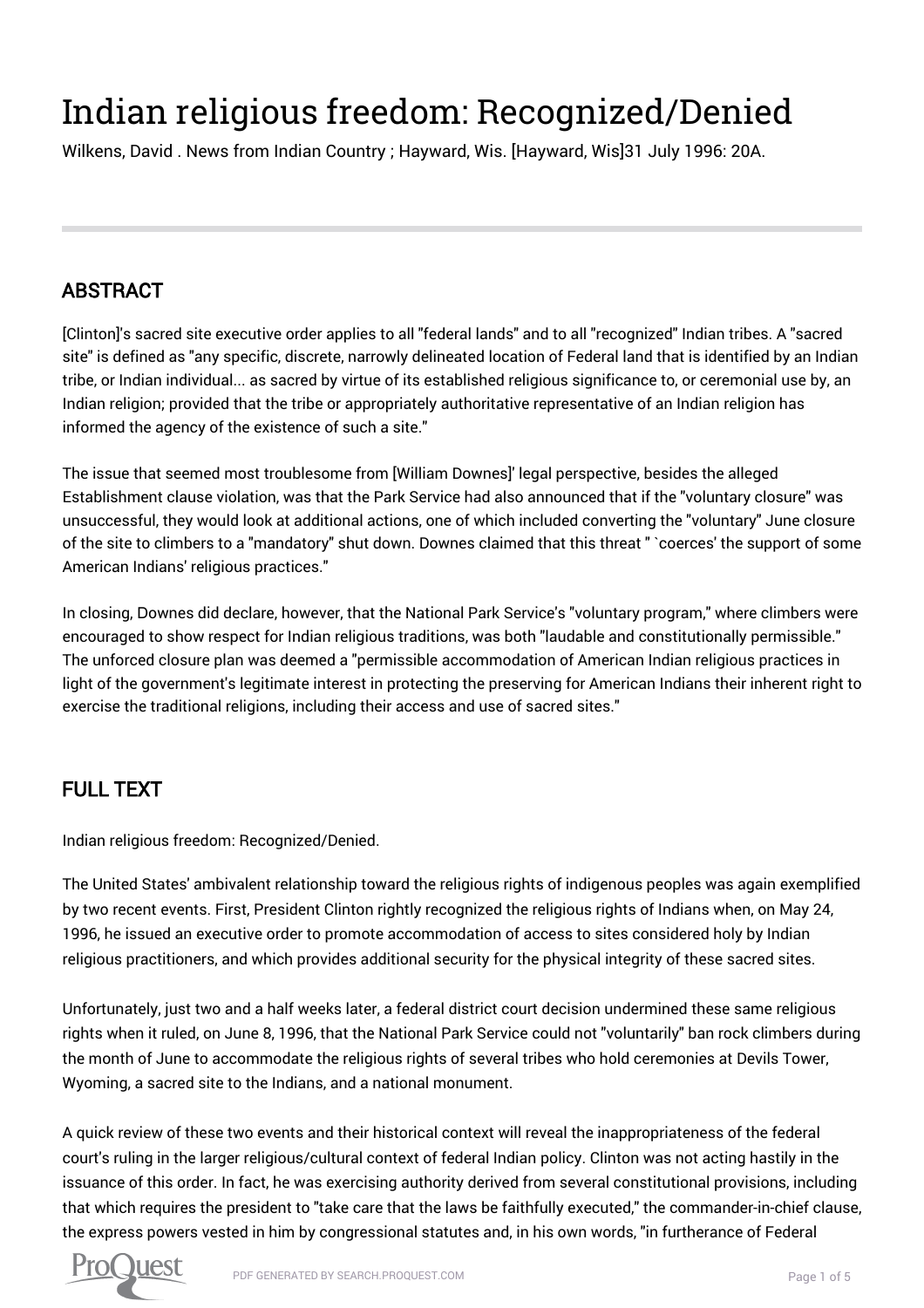# Indian religious freedom: Recognized/Denied

Wilkens, David . News from Indian Country ; Hayward, Wis. [Hayward, Wis]31 July 1996: 20A.

## ABSTRACT

[Clinton]'s sacred site executive order applies to all "federal lands" and to all "recognized" Indian tribes. A "sacred site" is defined as "any specific, discrete, narrowly delineated location of Federal land that is identified by an Indian tribe, or Indian individual... as sacred by virtue of its established religious significance to, or ceremonial use by, an Indian religion; provided that the tribe or appropriately authoritative representative of an Indian religion has informed the agency of the existence of such a site."

The issue that seemed most troublesome from [William Downes]' legal perspective, besides the alleged Establishment clause violation, was that the Park Service had also announced that if the "voluntary closure" was unsuccessful, they would look at additional actions, one of which included converting the "voluntary" June closure of the site to climbers to a "mandatory" shut down. Downes claimed that this threat " `coerces' the support of some American Indians' religious practices."

In closing, Downes did declare, however, that the National Park Service's "voluntary program," where climbers were encouraged to show respect for Indian religious traditions, was both "laudable and constitutionally permissible." The unforced closure plan was deemed a "permissible accommodation of American Indian religious practices in light of the government's legitimate interest in protecting the preserving for American Indians their inherent right to exercise the traditional religions, including their access and use of sacred sites."

## FULL TEXT

Indian religious freedom: Recognized/Denied.

The United States' ambivalent relationship toward the religious rights of indigenous peoples was again exemplified by two recent events. First, President Clinton rightly recognized the religious rights of Indians when, on May 24, 1996, he issued an executive order to promote accommodation of access to sites considered holy by Indian religious practitioners, and which provides additional security for the physical integrity of these sacred sites.

Unfortunately, just two and a half weeks later, a federal district court decision undermined these same religious rights when it ruled, on June 8, 1996, that the National Park Service could not "voluntarily" ban rock climbers during the month of June to accommodate the religious rights of several tribes who hold ceremonies at Devils Tower, Wyoming, a sacred site to the Indians, and a national monument.

A quick review of these two events and their historical context will reveal the inappropriateness of the federal court's ruling in the larger religious/cultural context of federal Indian policy. Clinton was not acting hastily in the issuance of this order. In fact, he was exercising authority derived from several constitutional provisions, including that which requires the president to "take care that the laws be faithfully executed," the commander-in-chief clause, the express powers vested in him by congressional statutes and, in his own words, "in furtherance of Federal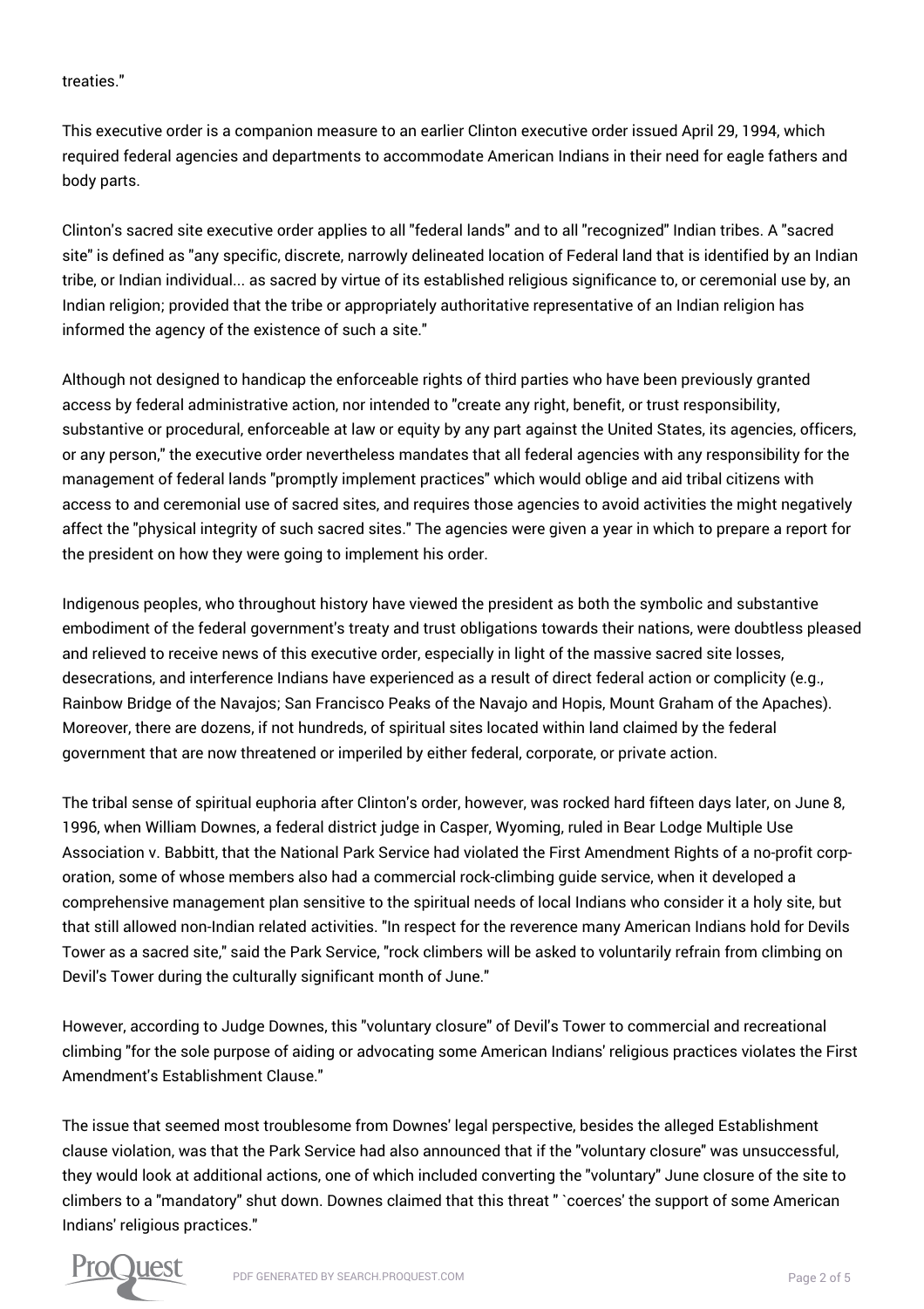treaties."

This executive order is a companion measure to an earlier Clinton executive order issued April 29, 1994, which required federal agencies and departments to accommodate American Indians in their need for eagle fathers and body parts.

Clinton's sacred site executive order applies to all "federal lands" and to all "recognized" Indian tribes. A "sacred site" is defined as "any specific, discrete, narrowly delineated location of Federal land that is identified by an Indian tribe, or Indian individual... as sacred by virtue of its established religious significance to, or ceremonial use by, an Indian religion; provided that the tribe or appropriately authoritative representative of an Indian religion has informed the agency of the existence of such a site."

Although not designed to handicap the enforceable rights of third parties who have been previously granted access by federal administrative action, nor intended to "create any right, benefit, or trust responsibility, substantive or procedural, enforceable at law or equity by any part against the United States, its agencies, officers, or any person," the executive order nevertheless mandates that all federal agencies with any responsibility for the management of federal lands "promptly implement practices" which would oblige and aid tribal citizens with access to and ceremonial use of sacred sites, and requires those agencies to avoid activities the might negatively affect the "physical integrity of such sacred sites." The agencies were given a year in which to prepare a report for the president on how they were going to implement his order.

Indigenous peoples, who throughout history have viewed the president as both the symbolic and substantive embodiment of the federal government's treaty and trust obligations towards their nations, were doubtless pleased and relieved to receive news of this executive order, especially in light of the massive sacred site losses, desecrations, and interference Indians have experienced as a result of direct federal action or complicity (e.g., Rainbow Bridge of the Navajos; San Francisco Peaks of the Navajo and Hopis, Mount Graham of the Apaches). Moreover, there are dozens, if not hundreds, of spiritual sites located within land claimed by the federal government that are now threatened or imperiled by either federal, corporate, or private action.

The tribal sense of spiritual euphoria after Clinton's order, however, was rocked hard fifteen days later, on June 8, 1996, when William Downes, a federal district judge in Casper, Wyoming, ruled in Bear Lodge Multiple Use Association v. Babbitt, that the National Park Service had violated the First Amendment Rights of a no-profit corp-oration, some of whose members also had a commercial rock-climbing guide service, when it developed a comprehensive management plan sensitive to the spiritual needs of local Indians who consider it a holy site, but that still allowed non-Indian related activities. "In respect for the reverence many American Indians hold for Devils Tower as a sacred site," said the Park Service, "rock climbers will be asked to voluntarily refrain from climbing on Devil's Tower during the culturally significant month of June."

However, according to Judge Downes, this "voluntary closure" of Devil's Tower to commercial and recreational climbing "for the sole purpose of aiding or advocating some American Indians' religious practices violates the First Amendment's Establishment Clause."

The issue that seemed most troublesome from Downes' legal perspective, besides the alleged Establishment clause violation, was that the Park Service had also announced that if the "voluntary closure" was unsuccessful, they would look at additional actions, one of which included converting the "voluntary" June closure of the site to climbers to a "mandatory" shut down. Downes claimed that this threat " `coerces' the support of some American Indians' religious practices."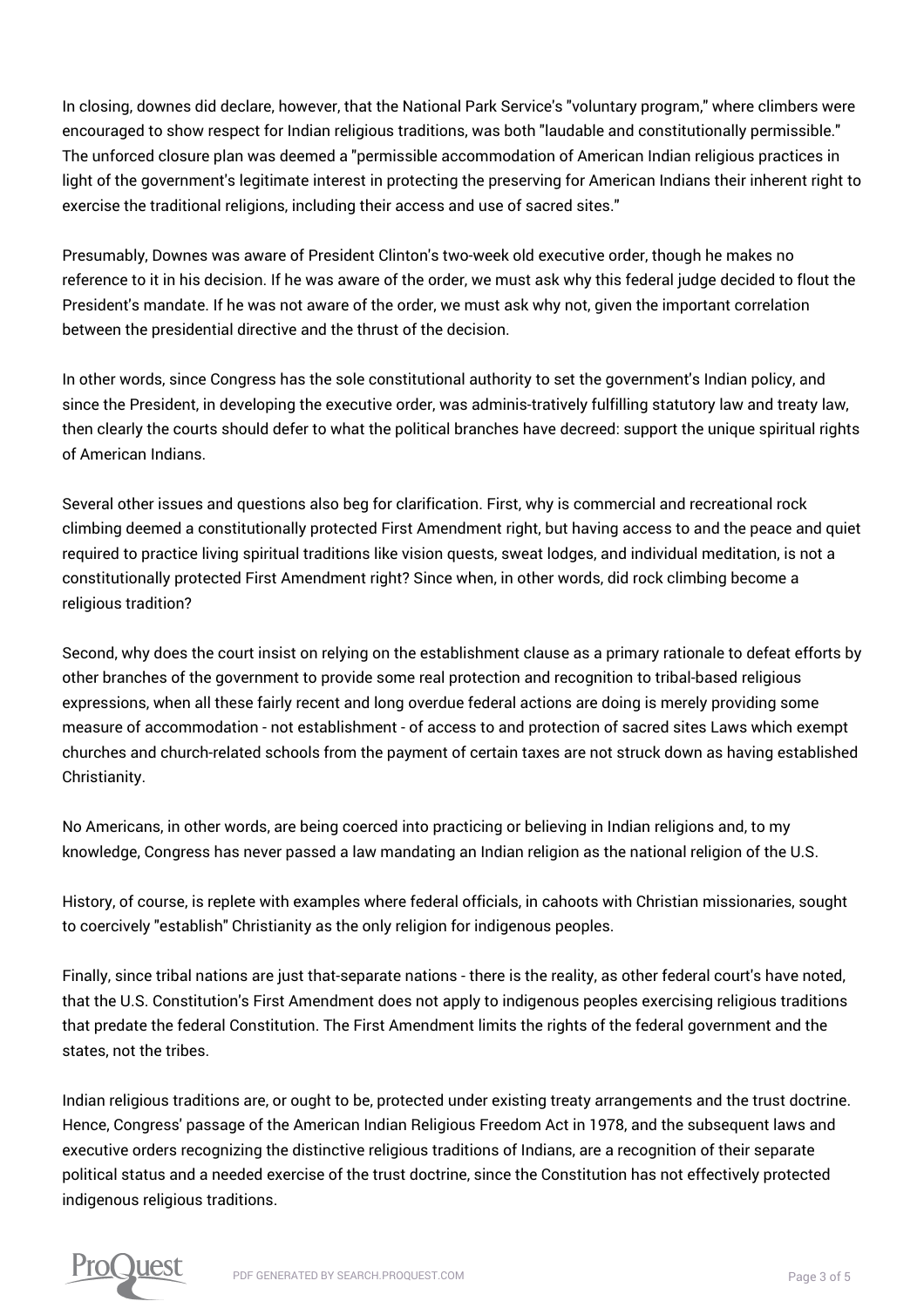In closing, downes did declare, however, that the National Park Service's "voluntary program," where climbers were encouraged to show respect for Indian religious traditions, was both "laudable and constitutionally permissible." The unforced closure plan was deemed a "permissible accommodation of American Indian religious practices in light of the government's legitimate interest in protecting the preserving for American Indians their inherent right to exercise the traditional religions, including their access and use of sacred sites."

Presumably, Downes was aware of President Clinton's two-week old executive order, though he makes no reference to it in his decision. If he was aware of the order, we must ask why this federal judge decided to flout the President's mandate. If he was not aware of the order, we must ask why not, given the important correlation between the presidential directive and the thrust of the decision.

In other words, since Congress has the sole constitutional authority to set the government's Indian policy, and since the President, in developing the executive order, was adminis-tratively fulfilling statutory law and treaty law, then clearly the courts should defer to what the political branches have decreed: support the unique spiritual rights of American Indians.

Several other issues and questions also beg for clarification. First, why is commercial and recreational rock climbing deemed a constitutionally protected First Amendment right, but having access to and the peace and quiet required to practice living spiritual traditions like vision quests, sweat lodges, and individual meditation, is not a constitutionally protected First Amendment right? Since when, in other words, did rock climbing become a religious tradition?

Second, why does the court insist on relying on the establishment clause as a primary rationale to defeat efforts by other branches of the government to provide some real protection and recognition to tribal-based religious expressions, when all these fairly recent and long overdue federal actions are doing is merely providing some measure of accommodation - not establishment - of access to and protection of sacred sites Laws which exempt churches and church-related schools from the payment of certain taxes are not struck down as having established Christianity.

No Americans, in other words, are being coerced into practicing or believing in Indian religions and, to my knowledge, Congress has never passed a law mandating an Indian religion as the national religion of the U.S.

History, of course, is replete with examples where federal officials, in cahoots with Christian missionaries, sought to coercively "establish" Christianity as the only religion for indigenous peoples.

Finally, since tribal nations are just that-separate nations - there is the reality, as other federal court's have noted, that the U.S. Constitution's First Amendment does not apply to indigenous peoples exercising religious traditions that predate the federal Constitution. The First Amendment limits the rights of the federal government and the states, not the tribes.

Indian religious traditions are, or ought to be, protected under existing treaty arrangements and the trust doctrine. Hence, Congress' passage of the American Indian Religious Freedom Act in 1978, and the subsequent laws and executive orders recognizing the distinctive religious traditions of Indians, are a recognition of their separate political status and a needed exercise of the trust doctrine, since the Constitution has not effectively protected indigenous religious traditions.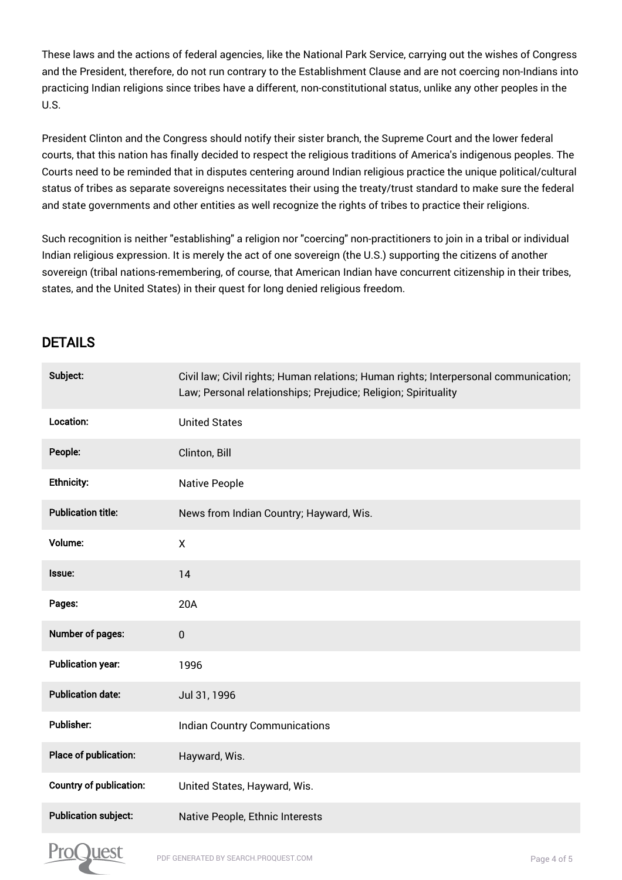These laws and the actions of federal agencies, like the National Park Service, carrying out the wishes of Congress and the President, therefore, do not run contrary to the Establishment Clause and are not coercing non-Indians into practicing Indian religions since tribes have a different, non-constitutional status, unlike any other peoples in the U.S.

President Clinton and the Congress should notify their sister branch, the Supreme Court and the lower federal courts, that this nation has finally decided to respect the religious traditions of America's indigenous peoples. The Courts need to be reminded that in disputes centering around Indian religious practice the unique political/cultural status of tribes as separate sovereigns necessitates their using the treaty/trust standard to make sure the federal and state governments and other entities as well recognize the rights of tribes to practice their religions.

Such recognition is neither "establishing" a religion nor "coercing" non-practitioners to join in a tribal or individual Indian religious expression. It is merely the act of one sovereign (the U.S.) supporting the citizens of another sovereign (tribal nations-remembering, of course, that American Indian have concurrent citizenship in their tribes, states, and the United States) in their quest for long denied religious freedom.

## DETAILS

| | |
|---|---|
| **Subject:** | Civil law; Civil rights; Human relations; Human rights; Interpersonal communication; Law; Personal relationships; Prejudice; Religion; Spirituality |
| **Location:** | United States |
| **People:** | Clinton, Bill |
| **Ethnicity:** | Native People |
| **Publication title:** | News from Indian Country; Hayward, Wis. |
| **Volume:** | X |
| **Issue:** | 14 |
| **Pages:** | 20A |
| **Number of pages:** | 0 |
| **Publication year:** | 1996 |
| **Publication date:** | Jul 31, 1996 |
| **Publisher:** | Indian Country Communications |
| **Place of publication:** | Hayward, Wis. |
| **Country of publication:** | United States, Hayward, Wis. |
| **Publication subject:** | Native People, Ethnic Interests |